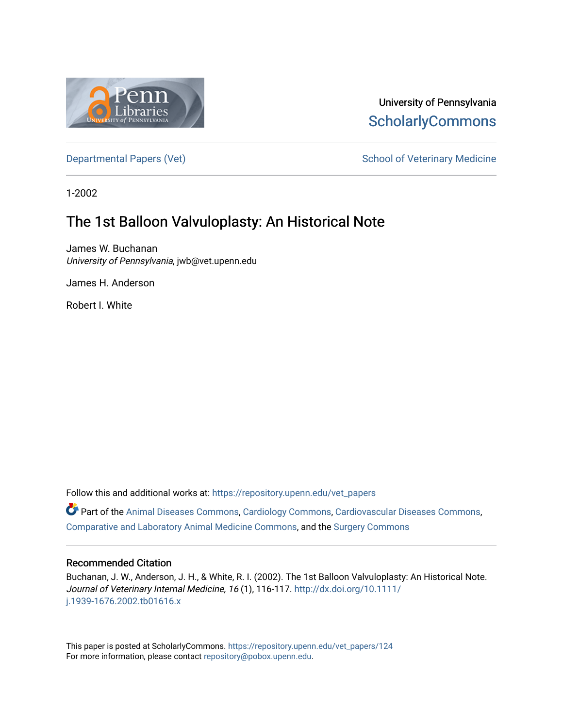University of Pennsylvania
ScholarlyCommons

Departmental Papers (Vet) | School of Veterinary Medicine

1-2002

# The 1st Balloon Valvuloplasty: An Historical Note

James W. Buchanan
*University of Pennsylvania*, jwb@vet.upenn.edu

James H. Anderson

Robert I. White

Follow this and additional works at: https://repository.upenn.edu/vet_papers

Part of the Animal Diseases Commons, Cardiology Commons, Cardiovascular Diseases Commons, Comparative and Laboratory Animal Medicine Commons, and the Surgery Commons

## Recommended Citation

Buchanan, J. W., Anderson, J. H., & White, R. I. (2002). The 1st Balloon Valvuloplasty: An Historical Note. *Journal of Veterinary Internal Medicine, 16* (1), 116-117. http://dx.doi.org/10.1111/j.1939-1676.2002.tb01616.x

This paper is posted at ScholarlyCommons. https://repository.upenn.edu/vet_papers/124
For more information, please contact repository@pobox.upenn.edu.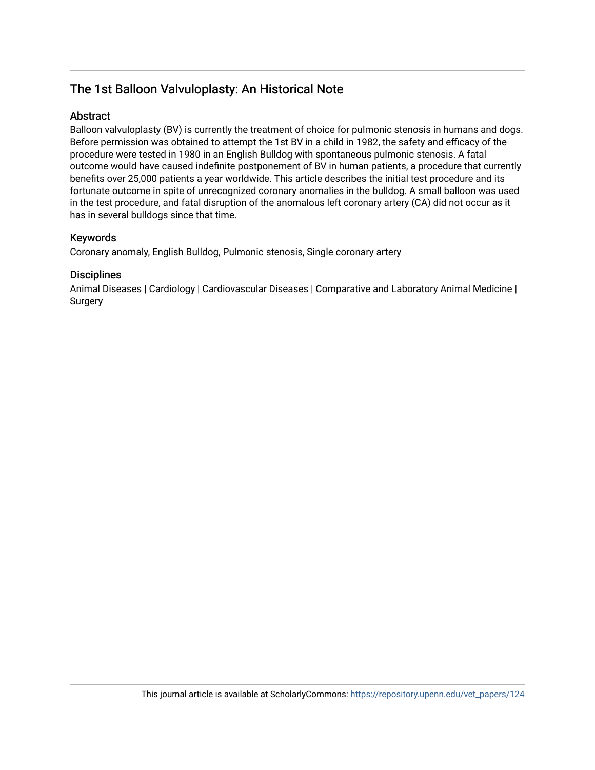## The 1st Balloon Valvuloplasty: An Historical Note

### Abstract

Balloon valvuloplasty (BV) is currently the treatment of choice for pulmonic stenosis in humans and dogs. Before permission was obtained to attempt the 1st BV in a child in 1982, the safety and efficacy of the procedure were tested in 1980 in an English Bulldog with spontaneous pulmonic stenosis. A fatal outcome would have caused indefinite postponement of BV in human patients, a procedure that currently benefits over 25,000 patients a year worldwide. This article describes the initial test procedure and its fortunate outcome in spite of unrecognized coronary anomalies in the bulldog. A small balloon was used in the test procedure, and fatal disruption of the anomalous left coronary artery (CA) did not occur as it has in several bulldogs since that time.

### Keywords

Coronary anomaly, English Bulldog, Pulmonic stenosis, Single coronary artery

### Disciplines

Animal Diseases | Cardiology | Cardiovascular Diseases | Comparative and Laboratory Animal Medicine | Surgery

This journal article is available at ScholarlyCommons: https://repository.upenn.edu/vet_papers/124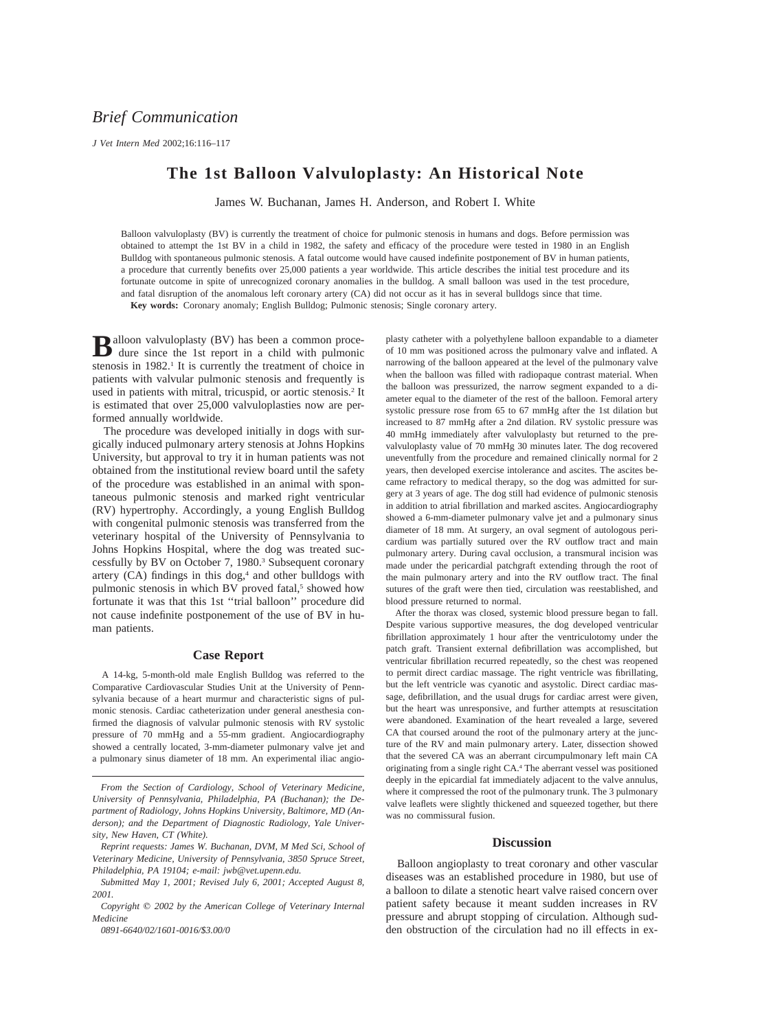## Brief Communication

*J Vet Intern Med* 2002;16:116–117

# The 1st Balloon Valvuloplasty: An Historical Note

James W. Buchanan, James H. Anderson, and Robert I. White

Balloon valvuloplasty (BV) is currently the treatment of choice for pulmonic stenosis in humans and dogs. Before permission was obtained to attempt the 1st BV in a child in 1982, the safety and efficacy of the procedure were tested in 1980 in an English Bulldog with spontaneous pulmonic stenosis. A fatal outcome would have caused indefinite postponement of BV in human patients, a procedure that currently benefits over 25,000 patients a year worldwide. This article describes the initial test procedure and its fortunate outcome in spite of unrecognized coronary anomalies in the bulldog. A small balloon was used in the test procedure, and fatal disruption of the anomalous left coronary artery (CA) did not occur as it has in several bulldogs since that time.

**Key words:** Coronary anomaly; English Bulldog; Pulmonic stenosis; Single coronary artery.

Balloon valvuloplasty (BV) has been a common procedure since the 1st report in a child with pulmonic stenosis in 1982.[1] It is currently the treatment of choice in patients with valvular pulmonic stenosis and frequently is used in patients with mitral, tricuspid, or aortic stenosis.[2] It is estimated that over 25,000 valvuloplasties now are performed annually worldwide.

The procedure was developed initially in dogs with surgically induced pulmonary artery stenosis at Johns Hopkins University, but approval to try it in human patients was not obtained from the institutional review board until the safety of the procedure was established in an animal with spontaneous pulmonic stenosis and marked right ventricular (RV) hypertrophy. Accordingly, a young English Bulldog with congenital pulmonic stenosis was transferred from the veterinary hospital of the University of Pennsylvania to Johns Hopkins Hospital, where the dog was treated successfully by BV on October 7, 1980.[3] Subsequent coronary artery (CA) findings in this dog,[4] and other bulldogs with pulmonic stenosis in which BV proved fatal,[5] showed how fortunate it was that this 1st ''trial balloon'' procedure did not cause indefinite postponement of the use of BV in human patients.

## Case Report

A 14-kg, 5-month-old male English Bulldog was referred to the Comparative Cardiovascular Studies Unit at the University of Pennsylvania because of a heart murmur and characteristic signs of pulmonic stenosis. Cardiac catheterization under general anesthesia confirmed the diagnosis of valvular pulmonic stenosis with RV systolic pressure of 70 mmHg and a 55-mm gradient. Angiocardiography showed a centrally located, 3-mm-diameter pulmonary valve jet and a pulmonary sinus diameter of 18 mm. An experimental iliac angioplasty catheter with a polyethylene balloon expandable to a diameter of 10 mm was positioned across the pulmonary valve and inflated. A narrowing of the balloon appeared at the level of the pulmonary valve when the balloon was filled with radiopaque contrast material. When the balloon was pressurized, the narrow segment expanded to a diameter equal to the diameter of the rest of the balloon. Femoral artery systolic pressure rose from 65 to 67 mmHg after the 1st dilation but increased to 87 mmHg after a 2nd dilation. RV systolic pressure was 40 mmHg immediately after valvuloplasty but returned to the pre-valvuloplasty value of 70 mmHg 30 minutes later. The dog recovered uneventfully from the procedure and remained clinically normal for 2 years, then developed exercise intolerance and ascites. The ascites became refractory to medical therapy, so the dog was admitted for surgery at 3 years of age. The dog still had evidence of pulmonic stenosis in addition to atrial fibrillation and marked ascites. Angiocardiography showed a 6-mm-diameter pulmonary valve jet and a pulmonary sinus diameter of 18 mm. At surgery, an oval segment of autologous pericardium was partially sutured over the RV outflow tract and main pulmonary artery. During caval occlusion, a transmural incision was made under the pericardial patchgraft extending through the root of the main pulmonary artery and into the RV outflow tract. The final sutures of the graft were then tied, circulation was reestablished, and blood pressure returned to normal.

After the thorax was closed, systemic blood pressure began to fall. Despite various supportive measures, the dog developed ventricular fibrillation approximately 1 hour after the ventriculotomy under the patch graft. Transient external defibrillation was accomplished, but ventricular fibrillation recurred repeatedly, so the chest was reopened to permit direct cardiac massage. The right ventricle was fibrillating, but the left ventricle was cyanotic and asystolic. Direct cardiac massage, defibrillation, and the usual drugs for cardiac arrest were given, but the heart was unresponsive, and further attempts at resuscitation were abandoned. Examination of the heart revealed a large, severed CA that coursed around the root of the pulmonary artery at the juncture of the RV and main pulmonary artery. Later, dissection showed that the severed CA was an aberrant circumpulmonary left main CA originating from a single right CA.[4] The aberrant vessel was positioned deeply in the epicardial fat immediately adjacent to the valve annulus, where it compressed the root of the pulmonary trunk. The 3 pulmonary valve leaflets were slightly thickened and squeezed together, but there was no commissural fusion.

## Discussion

Balloon angioplasty to treat coronary and other vascular diseases was an established procedure in 1980, but use of a balloon to dilate a stenotic heart valve raised concern over patient safety because it meant sudden increases in RV pressure and abrupt stopping of circulation. Although sudden obstruction of the circulation had no ill effects in ex-

*From the Section of Cardiology, School of Veterinary Medicine, University of Pennsylvania, Philadelphia, PA (Buchanan); the Department of Radiology, Johns Hopkins University, Baltimore, MD (Anderson); and the Department of Diagnostic Radiology, Yale University, New Haven, CT (White).*

*Reprint requests: James W. Buchanan, DVM, M Med Sci, School of Veterinary Medicine, University of Pennsylvania, 3850 Spruce Street, Philadelphia, PA 19104; e-mail: jwb@vet.upenn.edu.*

*Submitted May 1, 2001; Revised July 6, 2001; Accepted August 8, 2001.*

*Copyright © 2002 by the American College of Veterinary Internal Medicine*

*0891-6640/02/1601-0016/$3.00/0*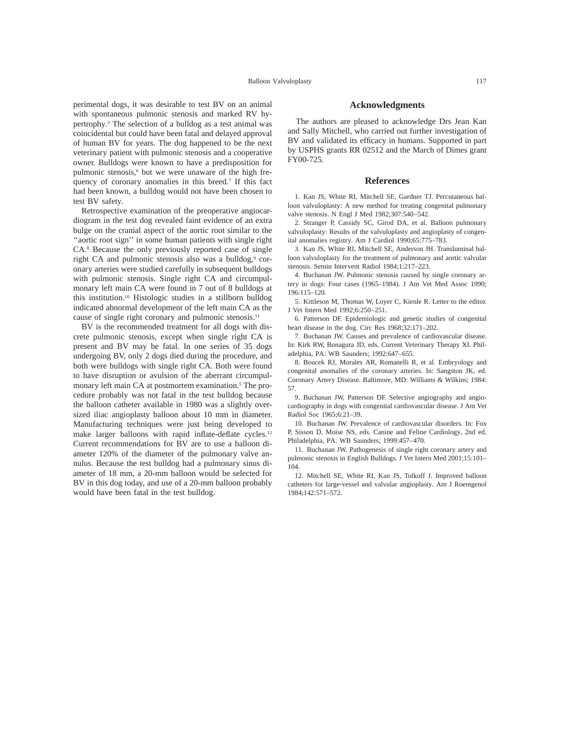perimental dogs, it was desirable to test BV on an animal with spontaneous pulmonic stenosis and marked RV hypertrophy.[3] The selection of a bulldog as a test animal was coincidental but could have been fatal and delayed approval of human BV for years. The dog happened to be the next veterinary patient with pulmonic stenosis and a cooperative owner. Bulldogs were known to have a predisposition for pulmonic stenosis,[6] but we were unaware of the high frequency of coronary anomalies in this breed.[7] If this fact had been known, a bulldog would not have been chosen to test BV safety.

Retrospective examination of the preoperative angiocardiogram in the test dog revealed faint evidence of an extra bulge on the cranial aspect of the aortic root similar to the ''aortic root sign'' in some human patients with single right CA.[8] Because the only previously reported case of single right CA and pulmonic stenosis also was a bulldog,[9] coronary arteries were studied carefully in subsequent bulldogs with pulmonic stenosis. Single right CA and circumpulmonary left main CA were found in 7 out of 8 bulldogs at this institution.[10] Histologic studies in a stillborn bulldog indicated abnormal development of the left main CA as the cause of single right coronary and pulmonic stenosis.[11]

BV is the recommended treatment for all dogs with discrete pulmonic stenosis, except when single right CA is present and BV may be fatal. In one series of 35 dogs undergoing BV, only 2 dogs died during the procedure, and both were bulldogs with single right CA. Both were found to have disruption or avulsion of the aberrant circumpulmonary left main CA at postmortem examination.[5] The procedure probably was not fatal in the test bulldog because the balloon catheter available in 1980 was a slightly oversized iliac angioplasty balloon about 10 mm in diameter. Manufacturing techniques were just being developed to make larger balloons with rapid inflate-deflate cycles.[12] Current recommendations for BV are to use a balloon diameter 120% of the diameter of the pulmonary valve annulus. Because the test bulldog had a pulmonary sinus diameter of 18 mm, a 20-mm balloon would be selected for BV in this dog today, and use of a 20-mm balloon probably would have been fatal in the test bulldog.

## Acknowledgments

The authors are pleased to acknowledge Drs Jean Kan and Sally Mitchell, who carried out further investigation of BV and validated its efficacy in humans. Supported in part by USPHS grants RR 02512 and the March of Dimes grant FY00-725.

## References

1. Kan JS, White RI, Mitchell SE, Gardner TJ. Percutaneous balloon valvuloplasty: A new method for treating congenital pulmonary valve stenosis. N Engl J Med 1982;307:540–542.

2. Stranger P, Cassidy SC, Girod DA, et al. Balloon pulmonary valvuloplasty: Results of the valvuloplasty and angioplasty of congenital anomalies registry. Am J Cardiol 1990;65:775–783.

3. Kan JS, White RI, Mitchell SE, Anderson JH. Transluminal balloon valvuloplasty for the treatment of pulmonary and aortic valvular stenosis. Semin Intervent Radiol 1984;1:217–223.

4. Buchanan JW. Pulmonic stenosis caused by single coronary artery in dogs: Four cases (1965–1984). J Am Vet Med Assoc 1990; 196:115–120.

5. Kittleson M, Thomas W, Loyer C, Kienle R. Letter to the editor. J Vet Intern Med 1992;6:250–251.

6. Patterson DF. Epidemiologic and genetic studies of congenital heart disease in the dog. Circ Res 1968;32:171–202.

7. Buchanan JW. Causes and prevalence of cardiovascular disease. In: Kirk RW, Bonagura JD, eds. Current Veterinary Therapy XI. Philadelphia, PA: WB Saunders; 1992:647–655.

8. Boucek RJ, Morales AR, Romanelli R, et al. Embryology and congenital anomalies of the coronary arteries. In: Sangston JK, ed. Coronary Artery Disease. Baltimore, MD: Williams & Wilkins; 1984: 57.

9. Buchanan JW, Patterson DF. Selective angiography and angiocardiography in dogs with congenital cardiovascular disease. J Am Vet Radiol Soc 1965;6:21–39.

10. Buchanan JW. Prevalence of cardiovascular disorders. In: Fox P, Sisson D, Moise NS, eds. Canine and Feline Cardiology, 2nd ed. Philadelphia, PA: WB Saunders; 1999:457–470.

11. Buchanan JW. Pathogenesis of single right coronary artery and pulmonic stenosis in English Bulldogs. J Vet Intern Med 2001;15:101–104.

12. Mitchell SE, White RI, Kan JS, Tolkoff J. Improved balloon catheters for large-vessel and valvular angioplasty. Am J Roentgenol 1984;142:571–572.